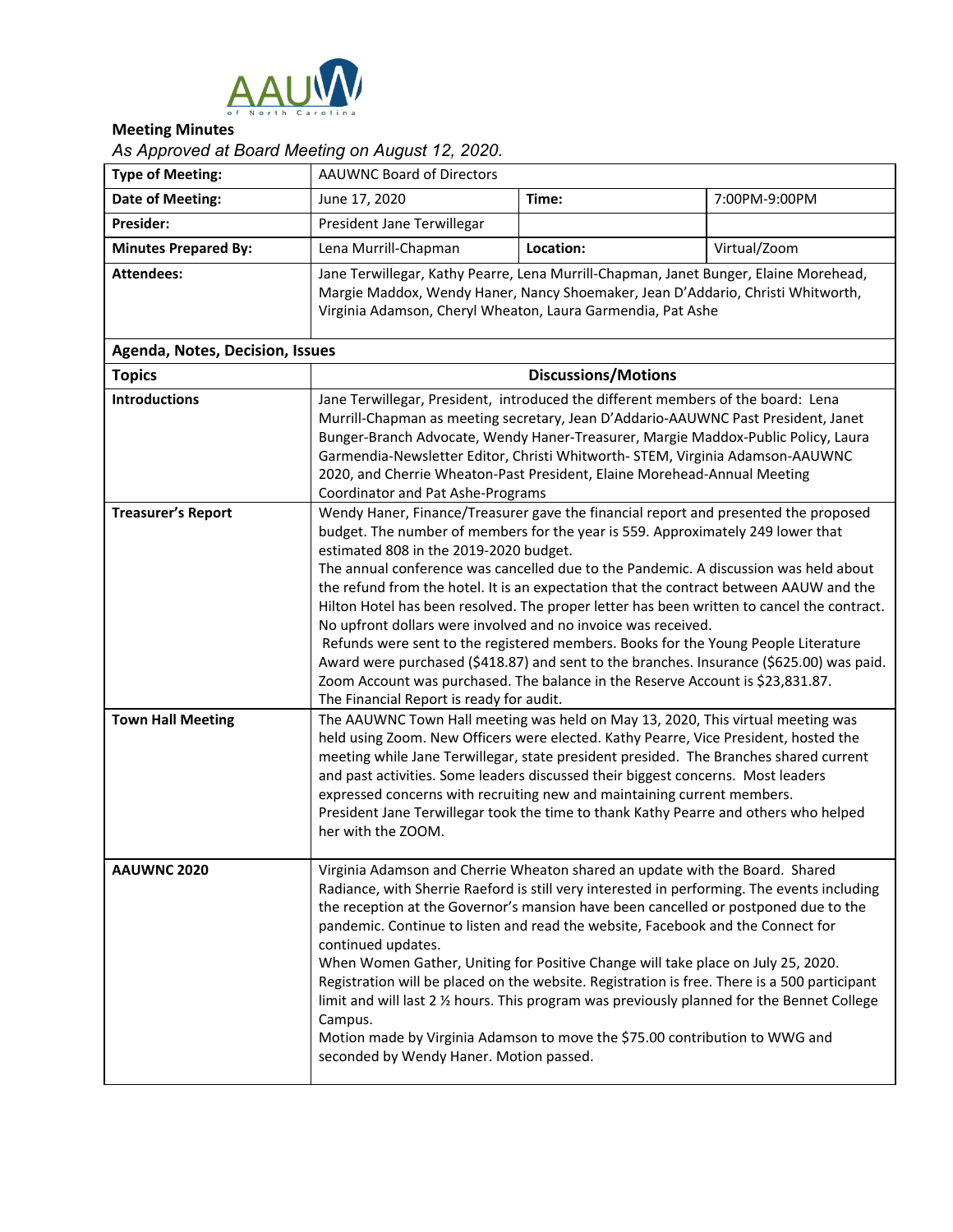**Meeting Minutes**

*As Approved at Board Meeting on August 12, 2020.*

| Type of Meeting: | AAUWNC Board of Directors | | |
|---|---|---|---|
| Date of Meeting: | June 17, 2020 | Time: | 7:00PM-9:00PM |
| Presider: | President Jane Terwillegar | | |
| Minutes Prepared By: | Lena Murrill-Chapman | Location: | Virtual/Zoom |
| Attendees: | Jane Terwillegar, Kathy Pearre, Lena Murrill-Chapman, Janet Bunger, Elaine Morehead, Margie Maddox, Wendy Haner, Nancy Shoemaker, Jean D'Addario, Christi Whitworth, Virginia Adamson, Cheryl Wheaton, Laura Garmendia, Pat Ashe | | |

**Agenda, Notes, Decision, Issues**

| Topics | Discussions/Motions |
|---|---|
| **Introductions** | Jane Terwillegar, President, introduced the different members of the board: Lena Murrill-Chapman as meeting secretary, Jean D'Addario-AAUWNC Past President, Janet Bunger-Branch Advocate, Wendy Haner-Treasurer, Margie Maddox-Public Policy, Laura Garmendia-Newsletter Editor, Christi Whitworth- STEM, Virginia Adamson-AAUWNC 2020, and Cherrie Wheaton-Past President, Elaine Morehead-Annual Meeting Coordinator and Pat Ashe-Programs |
| **Treasurer's Report** | Wendy Haner, Finance/Treasurer gave the financial report and presented the proposed budget. The number of members for the year is 559. Approximately 249 lower that estimated 808 in the 2019-2020 budget.<br>The annual conference was cancelled due to the Pandemic. A discussion was held about the refund from the hotel. It is an expectation that the contract between AAUW and the Hilton Hotel has been resolved. The proper letter has been written to cancel the contract. No upfront dollars were involved and no invoice was received.<br>Refunds were sent to the registered members. Books for the Young People Literature Award were purchased ($418.87) and sent to the branches. Insurance ($625.00) was paid. Zoom Account was purchased. The balance in the Reserve Account is $23,831.87.<br>The Financial Report is ready for audit. |
| **Town Hall Meeting** | The AAUWNC Town Hall meeting was held on May 13, 2020, This virtual meeting was held using Zoom. New Officers were elected. Kathy Pearre, Vice President, hosted the meeting while Jane Terwillegar, state president presided. The Branches shared current and past activities. Some leaders discussed their biggest concerns. Most leaders expressed concerns with recruiting new and maintaining current members.<br>President Jane Terwillegar took the time to thank Kathy Pearre and others who helped her with the ZOOM. |
| **AAUWNC 2020** | Virginia Adamson and Cherrie Wheaton shared an update with the Board. Shared Radiance, with Sherrie Raeford is still very interested in performing. The events including the reception at the Governor's mansion have been cancelled or postponed due to the pandemic. Continue to listen and read the website, Facebook and the Connect for continued updates.<br>When Women Gather, Uniting for Positive Change will take place on July 25, 2020. Registration will be placed on the website. Registration is free. There is a 500 participant limit and will last 2 ½ hours. This program was previously planned for the Bennet College Campus.<br>Motion made by Virginia Adamson to move the $75.00 contribution to WWG and seconded by Wendy Haner. Motion passed. |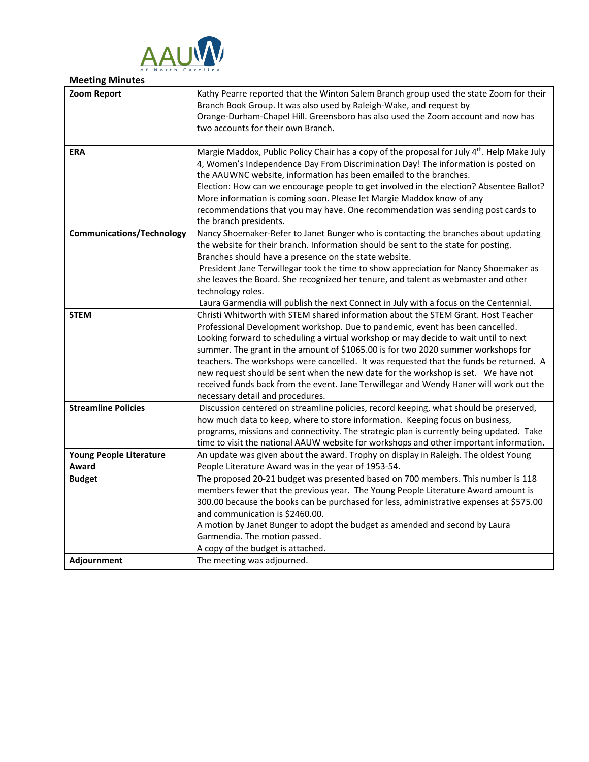**Meeting Minutes**

| | |
|---|---|
| **Zoom Report** | Kathy Pearre reported that the Winton Salem Branch group used the state Zoom for their Branch Book Group. It was also used by Raleigh-Wake, and request by Orange-Durham-Chapel Hill. Greensboro has also used the Zoom account and now has two accounts for their own Branch. |
| **ERA** | Margie Maddox, Public Policy Chair has a copy of the proposal for July 4th. Help Make July 4, Women's Independence Day From Discrimination Day! The information is posted on the AAUWNC website, information has been emailed to the branches.<br>Election: How can we encourage people to get involved in the election? Absentee Ballot? More information is coming soon. Please let Margie Maddox know of any recommendations that you may have. One recommendation was sending post cards to the branch presidents. |
| **Communications/Technology** | Nancy Shoemaker-Refer to Janet Bunger who is contacting the branches about updating the website for their branch. Information should be sent to the state for posting. Branches should have a presence on the state website.<br>President Jane Terwillegar took the time to show appreciation for Nancy Shoemaker as she leaves the Board. She recognized her tenure, and talent as webmaster and other technology roles.<br>Laura Garmendia will publish the next Connect in July with a focus on the Centennial. |
| **STEM** | Christi Whitworth with STEM shared information about the STEM Grant. Host Teacher Professional Development workshop. Due to pandemic, event has been cancelled. Looking forward to scheduling a virtual workshop or may decide to wait until to next summer. The grant in the amount of $1065.00 is for two 2020 summer workshops for teachers. The workshops were cancelled. It was requested that the funds be returned. A new request should be sent when the new date for the workshop is set. We have not received funds back from the event. Jane Terwillegar and Wendy Haner will work out the necessary detail and procedures. |
| **Streamline Policies** | Discussion centered on streamline policies, record keeping, what should be preserved, how much data to keep, where to store information. Keeping focus on business, programs, missions and connectivity. The strategic plan is currently being updated. Take time to visit the national AAUW website for workshops and other important information. |
| **Young People Literature Award** | An update was given about the award. Trophy on display in Raleigh. The oldest Young People Literature Award was in the year of 1953-54. |
| **Budget** | The proposed 20-21 budget was presented based on 700 members. This number is 118 members fewer that the previous year. The Young People Literature Award amount is 300.00 because the books can be purchased for less, administrative expenses at $575.00 and communication is $2460.00.<br>A motion by Janet Bunger to adopt the budget as amended and second by Laura Garmendia. The motion passed.<br>A copy of the budget is attached. |
| **Adjournment** | The meeting was adjourned. |